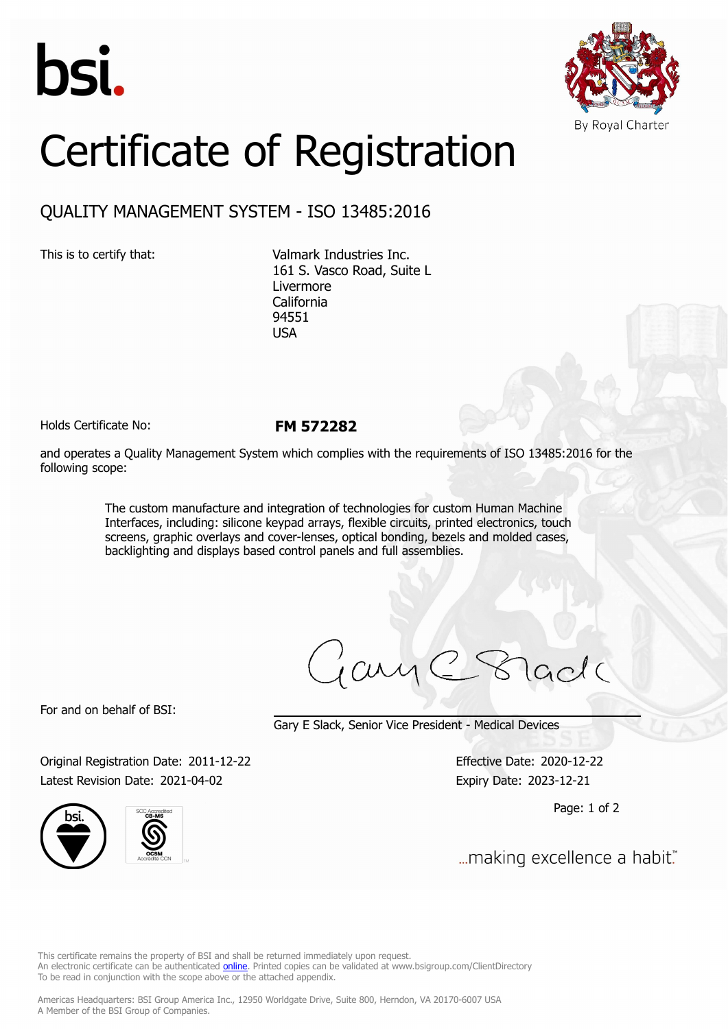bsi.

By Royal Charter

# Certificate of Registration

## QUALITY MANAGEMENT SYSTEM - ISO 13485:2016

This is to certify that:

Valmark Industries Inc.
161 S. Vasco Road, Suite L
Livermore
California
94551
USA

Holds Certificate No: **FM 572282**

and operates a Quality Management System which complies with the requirements of ISO 13485:2016 for the following scope:

> The custom manufacture and integration of technologies for custom Human Machine Interfaces, including: silicone keypad arrays, flexible circuits, printed electronics, touch screens, graphic overlays and cover-lenses, optical bonding, bezels and molded cases, backlighting and displays based control panels and full assemblies.

For and on behalf of BSI:

Gary E Slack, Senior Vice President - Medical Devices

Original Registration Date: 2011-12-22
Latest Revision Date: 2021-04-02

Effective Date: 2020-12-22
Expiry Date: 2023-12-21

...making excellence a habit.™

This certificate remains the property of BSI and shall be returned immediately upon request.
An electronic certificate can be authenticated online. Printed copies can be validated at www.bsigroup.com/ClientDirectory
To be read in conjunction with the scope above or the attached appendix.

Americas Headquarters: BSI Group America Inc., 12950 Worldgate Drive, Suite 800, Herndon, VA 20170-6007 USA
A Member of the BSI Group of Companies.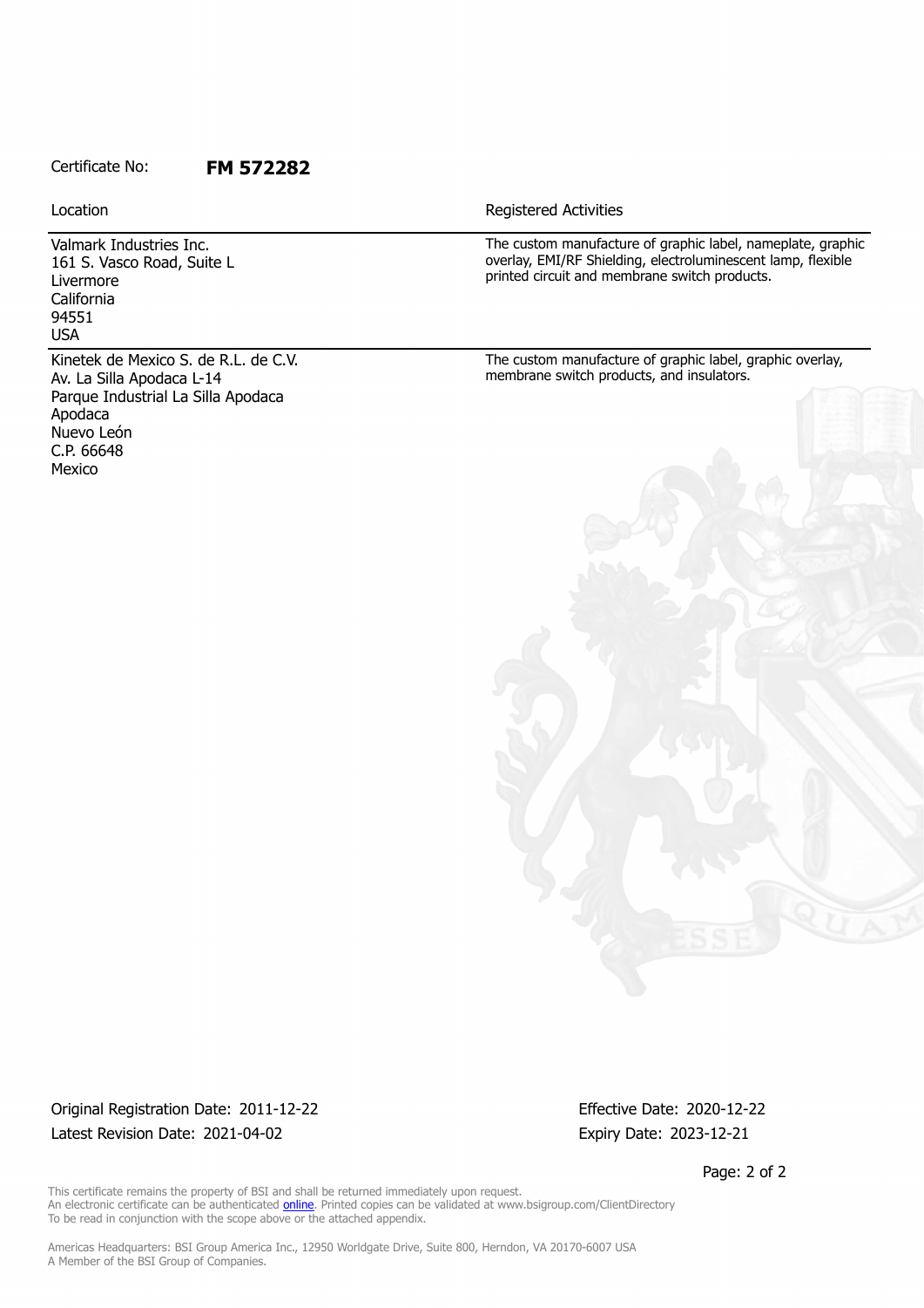Certificate No: **FM 572282**

| Location | Registered Activities |
| --- | --- |
| Valmark Industries Inc.<br>161 S. Vasco Road, Suite L<br>Livermore<br>California<br>94551<br>USA | The custom manufacture of graphic label, nameplate, graphic overlay, EMI/RF Shielding, electroluminescent lamp, flexible printed circuit and membrane switch products. |
| Kinetek de Mexico S. de R.L. de C.V.<br>Av. La Silla Apodaca L-14<br>Parque Industrial La Silla Apodaca<br>Apodaca<br>Nuevo León<br>C.P. 66648<br>Mexico | The custom manufacture of graphic label, graphic overlay, membrane switch products, and insulators. |

Original Registration Date: 2011-12-22

Latest Revision Date: 2021-04-02

Effective Date: 2020-12-22

Expiry Date: 2023-12-21

This certificate remains the property of BSI and shall be returned immediately upon request.
An electronic certificate can be authenticated online. Printed copies can be validated at www.bsigroup.com/ClientDirectory
To be read in conjunction with the scope above or the attached appendix.

Americas Headquarters: BSI Group America Inc., 12950 Worldgate Drive, Suite 800, Herndon, VA 20170-6007 USA
A Member of the BSI Group of Companies.